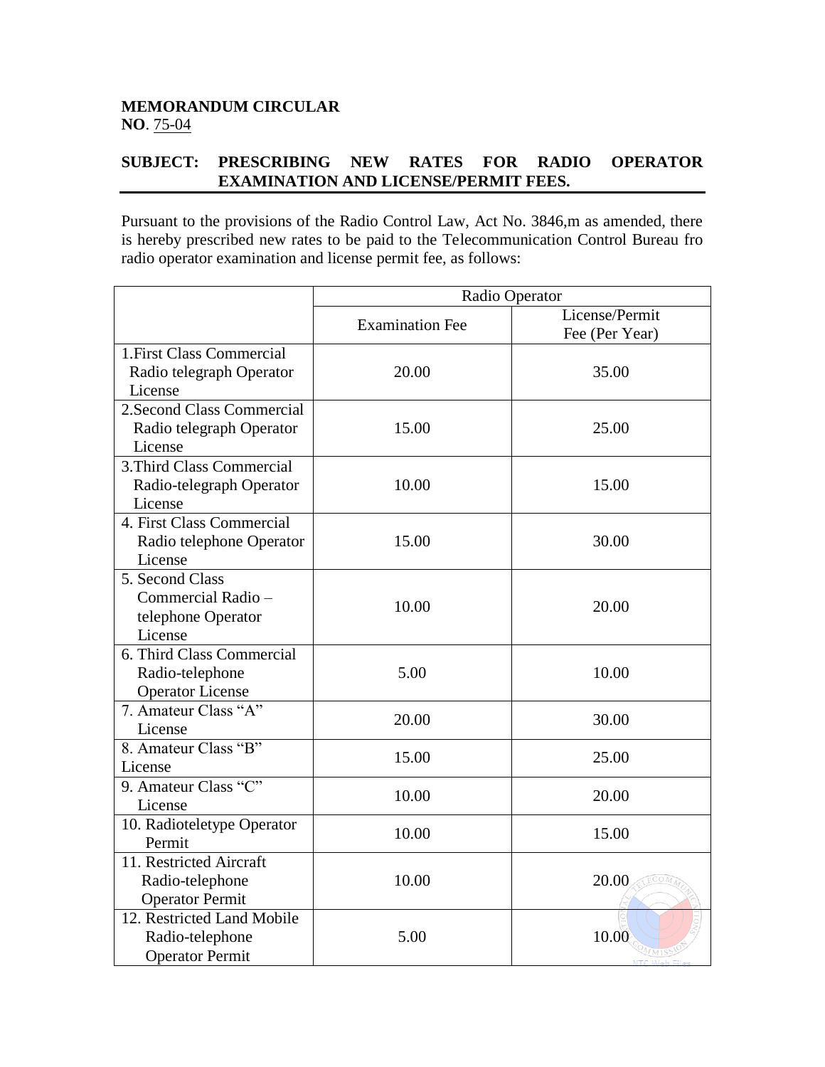**MEMORANDUM CIRCULAR**
**NO**. 75-04

**SUBJECT: PRESCRIBING NEW RATES FOR RADIO OPERATOR EXAMINATION AND LICENSE/PERMIT FEES.**

Pursuant to the provisions of the Radio Control Law, Act No. 3846,m as amended, there is hereby prescribed new rates to be paid to the Telecommunication Control Bureau fro radio operator examination and license permit fee, as follows:

| | Radio Operator | |
|---|---|---|
| | Examination Fee | License/Permit Fee (Per Year) |
| 1.First Class Commercial Radio telegraph Operator License | 20.00 | 35.00 |
| 2.Second Class Commercial Radio telegraph Operator License | 15.00 | 25.00 |
| 3.Third Class Commercial Radio-telegraph Operator License | 10.00 | 15.00 |
| 4. First Class Commercial Radio telephone Operator License | 15.00 | 30.00 |
| 5. Second Class Commercial Radio – telephone Operator License | 10.00 | 20.00 |
| 6. Third Class Commercial Radio-telephone Operator License | 5.00 | 10.00 |
| 7. Amateur Class "A" License | 20.00 | 30.00 |
| 8. Amateur Class "B" License | 15.00 | 25.00 |
| 9. Amateur Class "C" License | 10.00 | 20.00 |
| 10. Radioteletype Operator Permit | 10.00 | 15.00 |
| 11. Restricted Aircraft Radio-telephone Operator Permit | 10.00 | 20.00 |
| 12. Restricted Land Mobile Radio-telephone Operator Permit | 5.00 | 10.00 |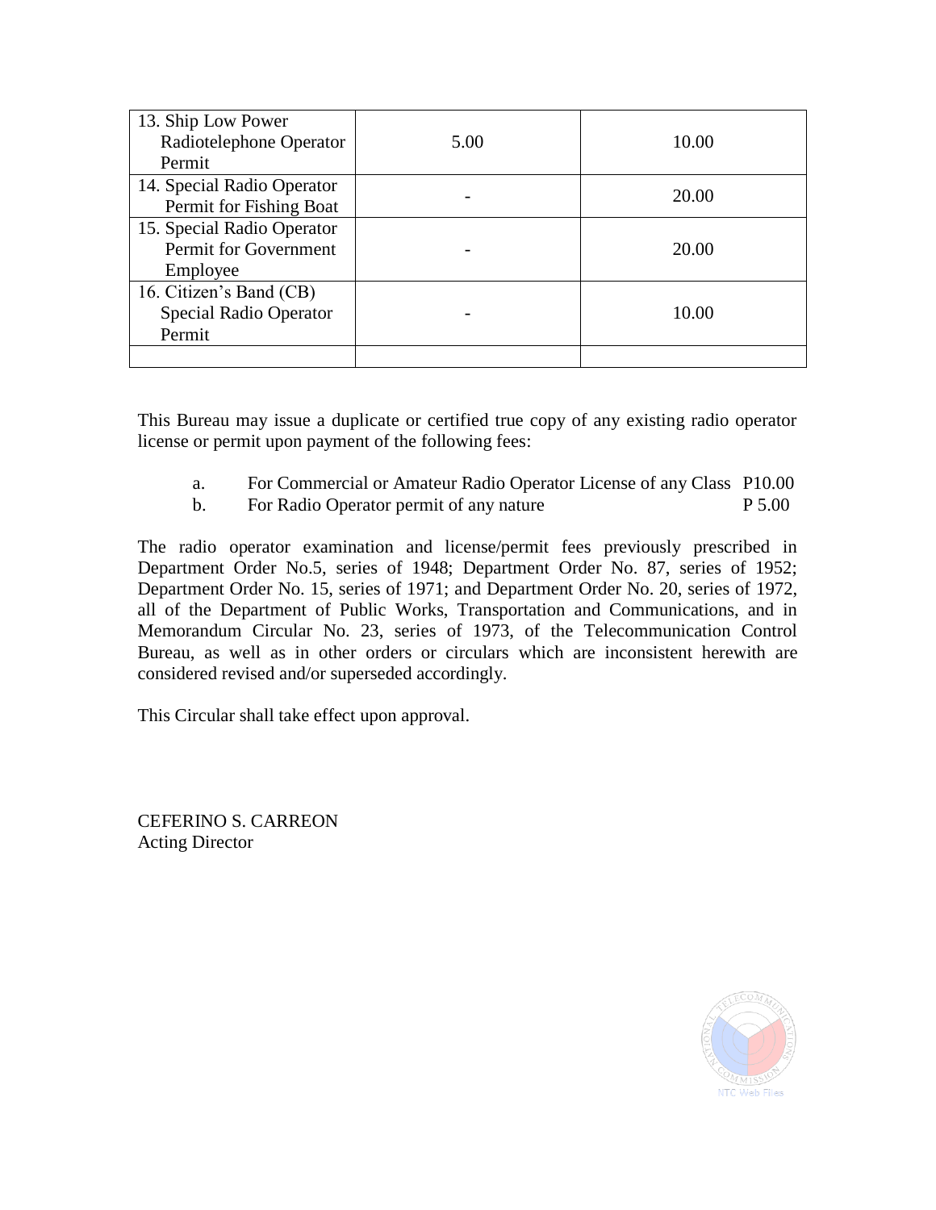| | | |
|---|---|---|
| 13. Ship Low Power Radiotelephone Operator Permit | 5.00 | 10.00 |
| 14. Special Radio Operator Permit for Fishing Boat | - | 20.00 |
| 15. Special Radio Operator Permit for Government Employee | - | 20.00 |
| 16. Citizen's Band (CB) Special Radio Operator Permit | - | 10.00 |
| | | |

This Bureau may issue a duplicate or certified true copy of any existing radio operator license or permit upon payment of the following fees:

a. For Commercial or Amateur Radio Operator License of any Class P10.00
b. For Radio Operator permit of any nature P 5.00

The radio operator examination and license/permit fees previously prescribed in Department Order No.5, series of 1948; Department Order No. 87, series of 1952; Department Order No. 15, series of 1971; and Department Order No. 20, series of 1972, all of the Department of Public Works, Transportation and Communications, and in Memorandum Circular No. 23, series of 1973, of the Telecommunication Control Bureau, as well as in other orders or circulars which are inconsistent herewith are considered revised and/or superseded accordingly.

This Circular shall take effect upon approval.

CEFERINO S. CARREON
Acting Director